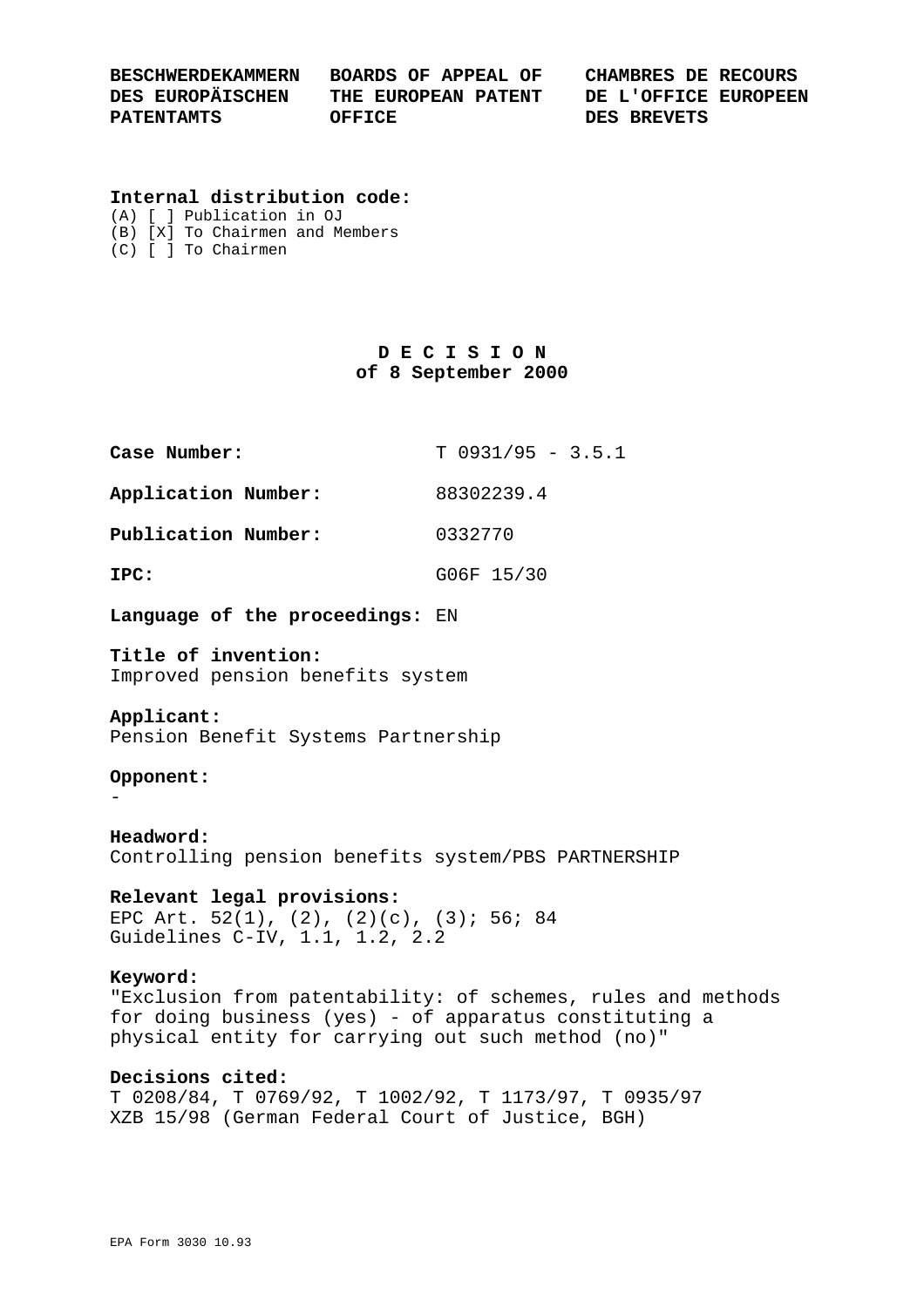BESCHWERDEKAMMERN DES EUROPÄISCHEN PATENTAMTS | BOARDS OF APPEAL OF THE EUROPEAN PATENT OFFICE | CHAMBRES DE RECOURS DE L'OFFICE EUROPEEN DES BREVETS

**Internal distribution code:**

(A) [ ] Publication in OJ
(B) [X] To Chairmen and Members
(C) [ ] To Chairmen

# D E C I S I O N
## of 8 September 2000

**Case Number:** T 0931/95 - 3.5.1

**Application Number:** 88302239.4

**Publication Number:** 0332770

**IPC:** G06F 15/30

**Language of the proceedings:** EN

**Title of invention:**
Improved pension benefits system

**Applicant:**
Pension Benefit Systems Partnership

**Opponent:**
-

**Headword:**
Controlling pension benefits system/PBS PARTNERSHIP

**Relevant legal provisions:**
EPC Art. 52(1), (2), (2)(c), (3); 56; 84
Guidelines C-IV, 1.1, 1.2, 2.2

**Keyword:**
"Exclusion from patentability: of schemes, rules and methods for doing business (yes) - of apparatus constituting a physical entity for carrying out such method (no)"

**Decisions cited:**
T 0208/84, T 0769/92, T 1002/92, T 1173/97, T 0935/97
XZB 15/98 (German Federal Court of Justice, BGH)

EPA Form 3030 10.93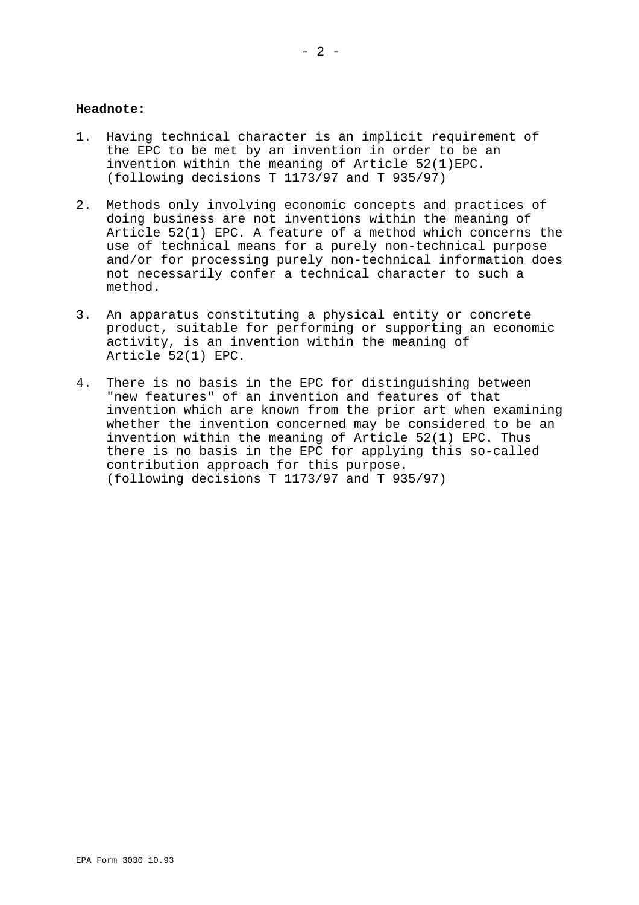**Headnote:**

1. Having technical character is an implicit requirement of the EPC to be met by an invention in order to be an invention within the meaning of Article 52(1)EPC. (following decisions T 1173/97 and T 935/97)

2. Methods only involving economic concepts and practices of doing business are not inventions within the meaning of Article 52(1) EPC. A feature of a method which concerns the use of technical means for a purely non-technical purpose and/or for processing purely non-technical information does not necessarily confer a technical character to such a method.

3. An apparatus constituting a physical entity or concrete product, suitable for performing or supporting an economic activity, is an invention within the meaning of Article 52(1) EPC.

4. There is no basis in the EPC for distinguishing between "new features" of an invention and features of that invention which are known from the prior art when examining whether the invention concerned may be considered to be an invention within the meaning of Article 52(1) EPC. Thus there is no basis in the EPC for applying this so-called contribution approach for this purpose. (following decisions T 1173/97 and T 935/97)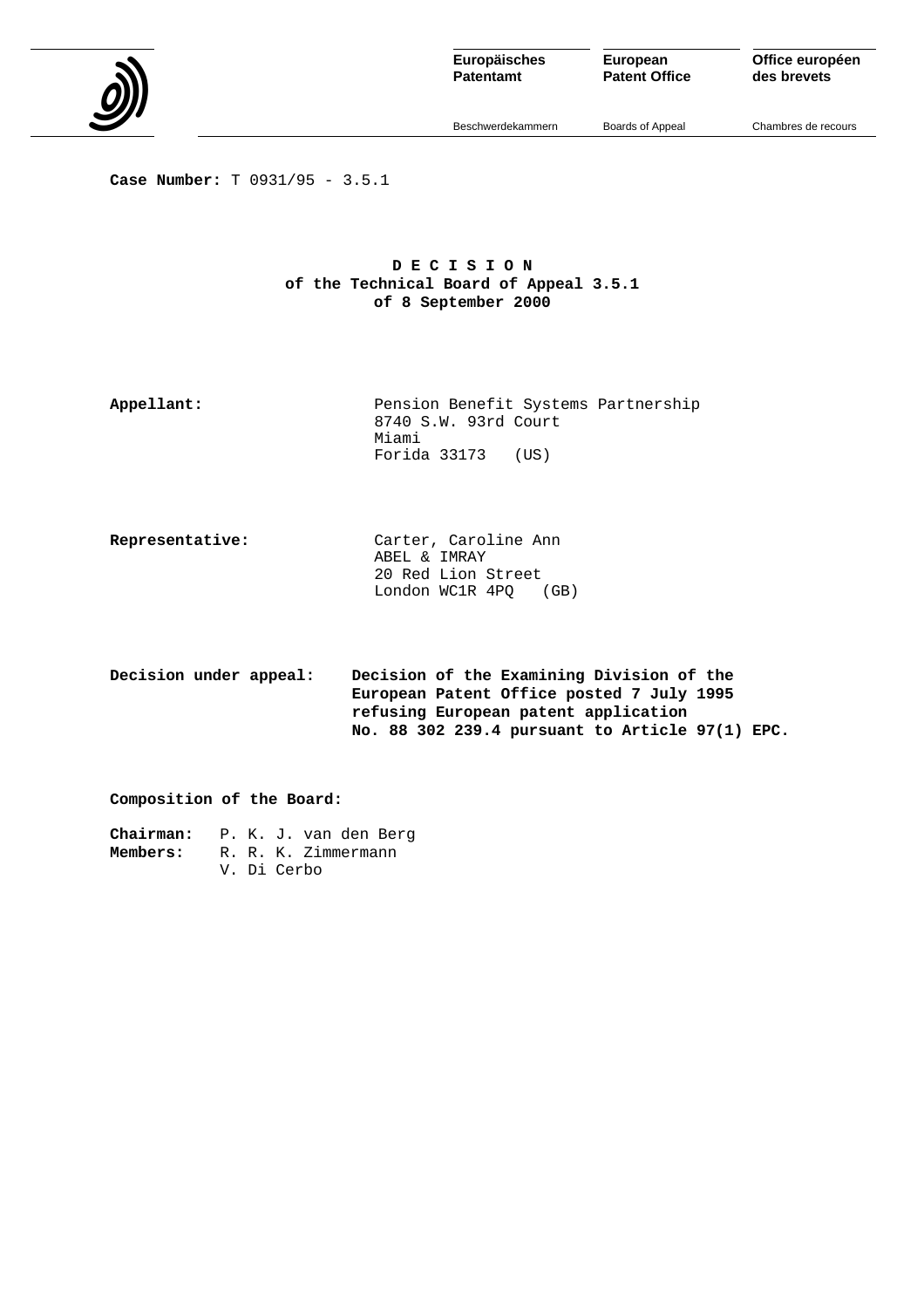| Europäisches Patentamt | European Patent Office | Office européen des brevets |
|---|---|---|
| Beschwerdekammern | Boards of Appeal | Chambres de recours |

**Case Number:** T 0931/95 - 3.5.1

# D E C I S I O N
**of the Technical Board of Appeal 3.5.1**
**of 8 September 2000**

**Appellant:** Pension Benefit Systems Partnership
8740 S.W. 93rd Court
Miami
Forida 33173 (US)

**Representative:** Carter, Caroline Ann
ABEL & IMRAY
20 Red Lion Street
London WC1R 4PQ (GB)

**Decision under appeal:** **Decision of the Examining Division of the European Patent Office posted 7 July 1995 refusing European patent application No. 88 302 239.4 pursuant to Article 97(1) EPC.**

**Composition of the Board:**

**Chairman:** P. K. J. van den Berg
**Members:** R. R. K. Zimmermann
V. Di Cerbo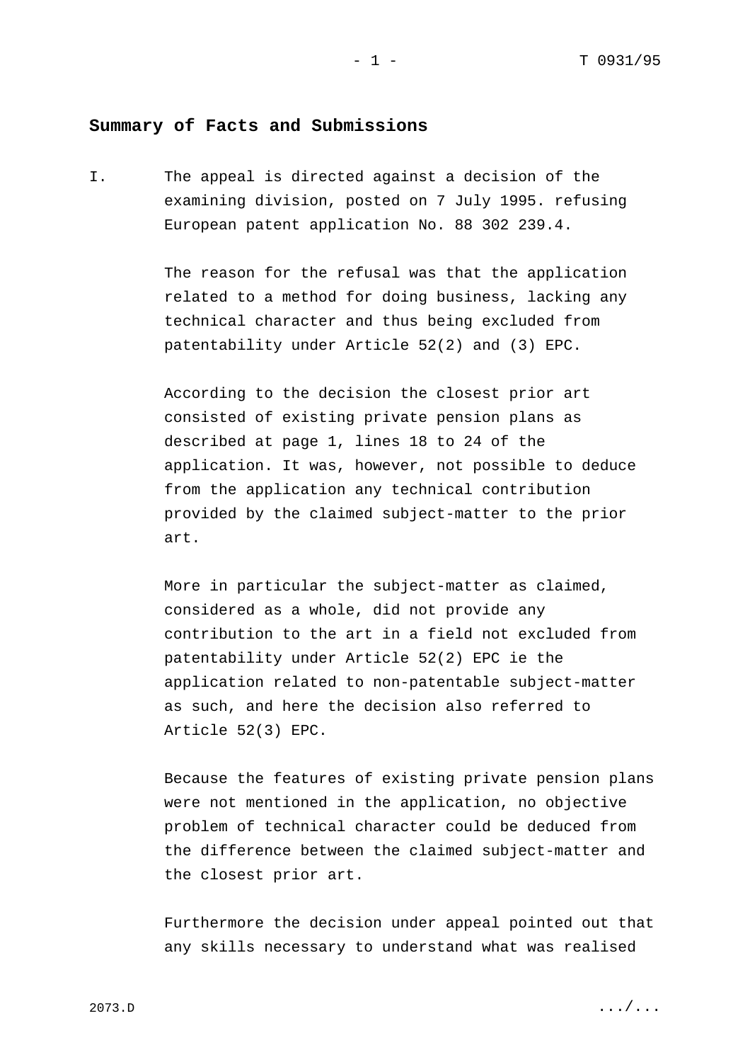## Summary of Facts and Submissions

I. The appeal is directed against a decision of the examining division, posted on 7 July 1995. refusing European patent application No. 88 302 239.4.

The reason for the refusal was that the application related to a method for doing business, lacking any technical character and thus being excluded from patentability under Article 52(2) and (3) EPC.

According to the decision the closest prior art consisted of existing private pension plans as described at page 1, lines 18 to 24 of the application. It was, however, not possible to deduce from the application any technical contribution provided by the claimed subject-matter to the prior art.

More in particular the subject-matter as claimed, considered as a whole, did not provide any contribution to the art in a field not excluded from patentability under Article 52(2) EPC ie the application related to non-patentable subject-matter as such, and here the decision also referred to Article 52(3) EPC.

Because the features of existing private pension plans were not mentioned in the application, no objective problem of technical character could be deduced from the difference between the claimed subject-matter and the closest prior art.

Furthermore the decision under appeal pointed out that any skills necessary to understand what was realised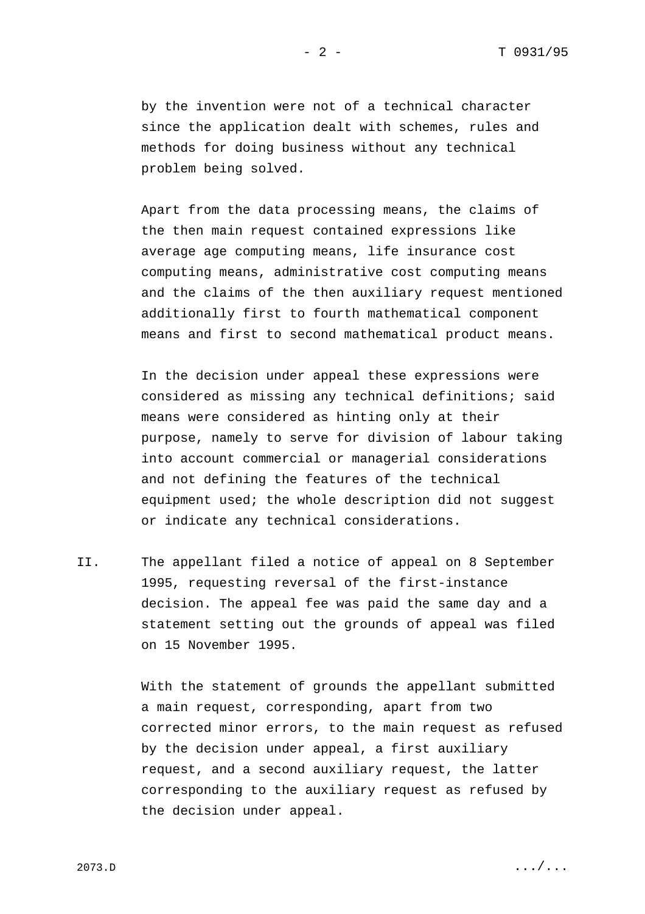by the invention were not of a technical character since the application dealt with schemes, rules and methods for doing business without any technical problem being solved.

Apart from the data processing means, the claims of the then main request contained expressions like average age computing means, life insurance cost computing means, administrative cost computing means and the claims of the then auxiliary request mentioned additionally first to fourth mathematical component means and first to second mathematical product means.

In the decision under appeal these expressions were considered as missing any technical definitions; said means were considered as hinting only at their purpose, namely to serve for division of labour taking into account commercial or managerial considerations and not defining the features of the technical equipment used; the whole description did not suggest or indicate any technical considerations.

II. The appellant filed a notice of appeal on 8 September 1995, requesting reversal of the first-instance decision. The appeal fee was paid the same day and a statement setting out the grounds of appeal was filed on 15 November 1995.

With the statement of grounds the appellant submitted a main request, corresponding, apart from two corrected minor errors, to the main request as refused by the decision under appeal, a first auxiliary request, and a second auxiliary request, the latter corresponding to the auxiliary request as refused by the decision under appeal.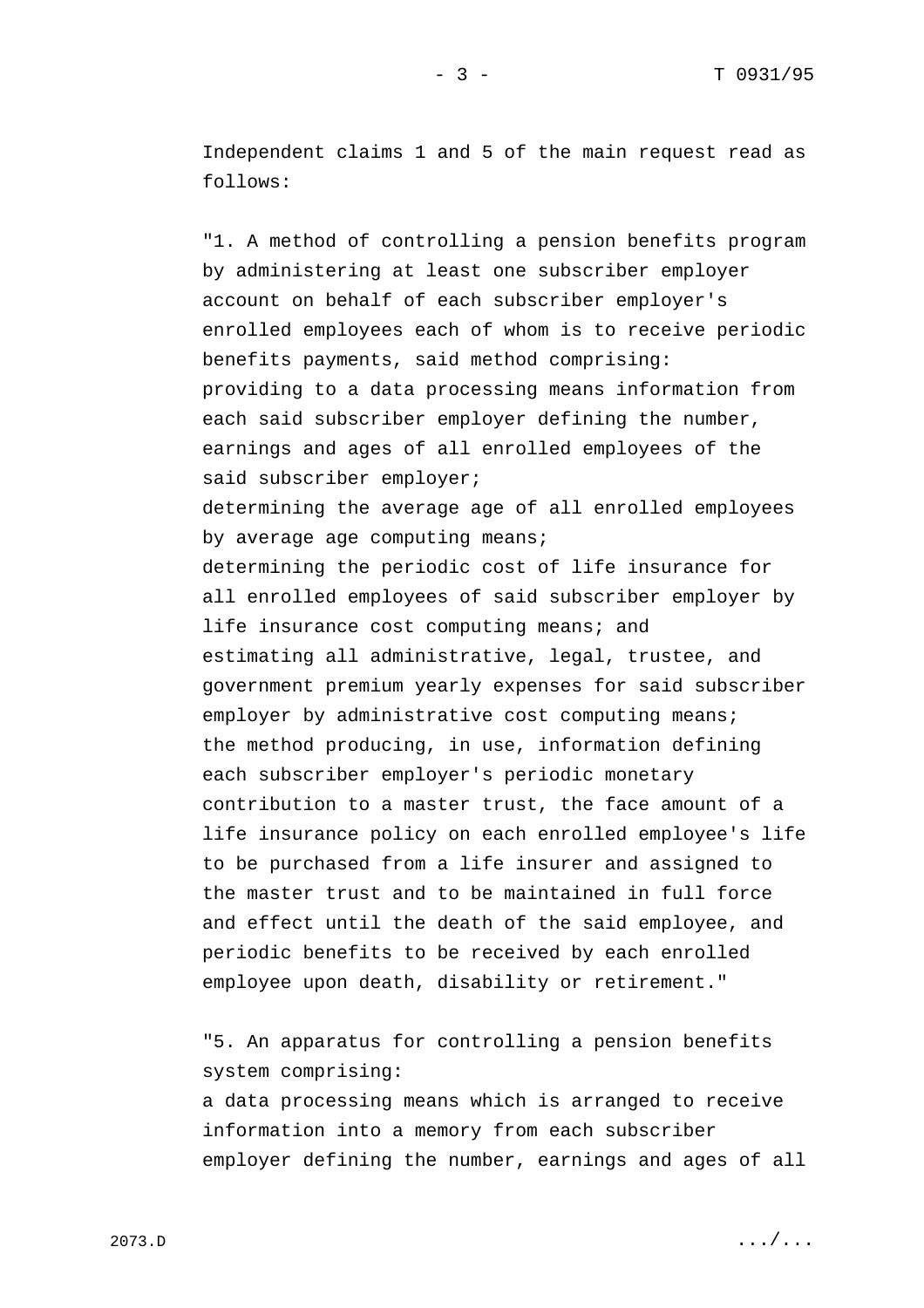Independent claims 1 and 5 of the main request read as follows:

"1. A method of controlling a pension benefits program by administering at least one subscriber employer account on behalf of each subscriber employer's enrolled employees each of whom is to receive periodic benefits payments, said method comprising:
providing to a data processing means information from each said subscriber employer defining the number, earnings and ages of all enrolled employees of the said subscriber employer;
determining the average age of all enrolled employees by average age computing means;
determining the periodic cost of life insurance for all enrolled employees of said subscriber employer by life insurance cost computing means; and
estimating all administrative, legal, trustee, and government premium yearly expenses for said subscriber employer by administrative cost computing means;
the method producing, in use, information defining each subscriber employer's periodic monetary contribution to a master trust, the face amount of a life insurance policy on each enrolled employee's life to be purchased from a life insurer and assigned to the master trust and to be maintained in full force and effect until the death of the said employee, and periodic benefits to be received by each enrolled employee upon death, disability or retirement."

"5. An apparatus for controlling a pension benefits system comprising:
a data processing means which is arranged to receive information into a memory from each subscriber employer defining the number, earnings and ages of all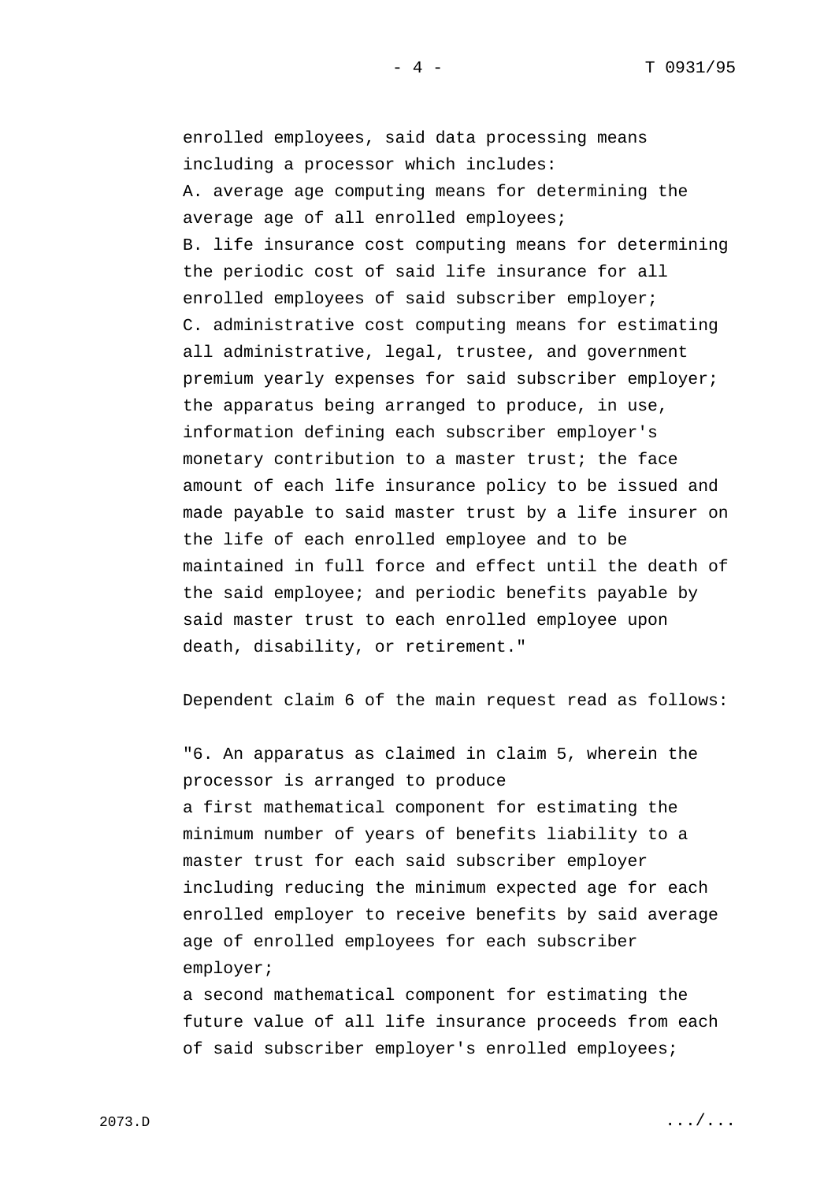enrolled employees, said data processing means including a processor which includes:

A. average age computing means for determining the average age of all enrolled employees;

B. life insurance cost computing means for determining the periodic cost of said life insurance for all enrolled employees of said subscriber employer;

C. administrative cost computing means for estimating all administrative, legal, trustee, and government premium yearly expenses for said subscriber employer;

the apparatus being arranged to produce, in use, information defining each subscriber employer's monetary contribution to a master trust; the face amount of each life insurance policy to be issued and made payable to said master trust by a life insurer on the life of each enrolled employee and to be maintained in full force and effect until the death of the said employee; and periodic benefits payable by said master trust to each enrolled employee upon death, disability, or retirement."

Dependent claim 6 of the main request read as follows:

"6. An apparatus as claimed in claim 5, wherein the processor is arranged to produce

a first mathematical component for estimating the minimum number of years of benefits liability to a master trust for each said subscriber employer including reducing the minimum expected age for each enrolled employer to receive benefits by said average age of enrolled employees for each subscriber employer;

a second mathematical component for estimating the future value of all life insurance proceeds from each of said subscriber employer's enrolled employees;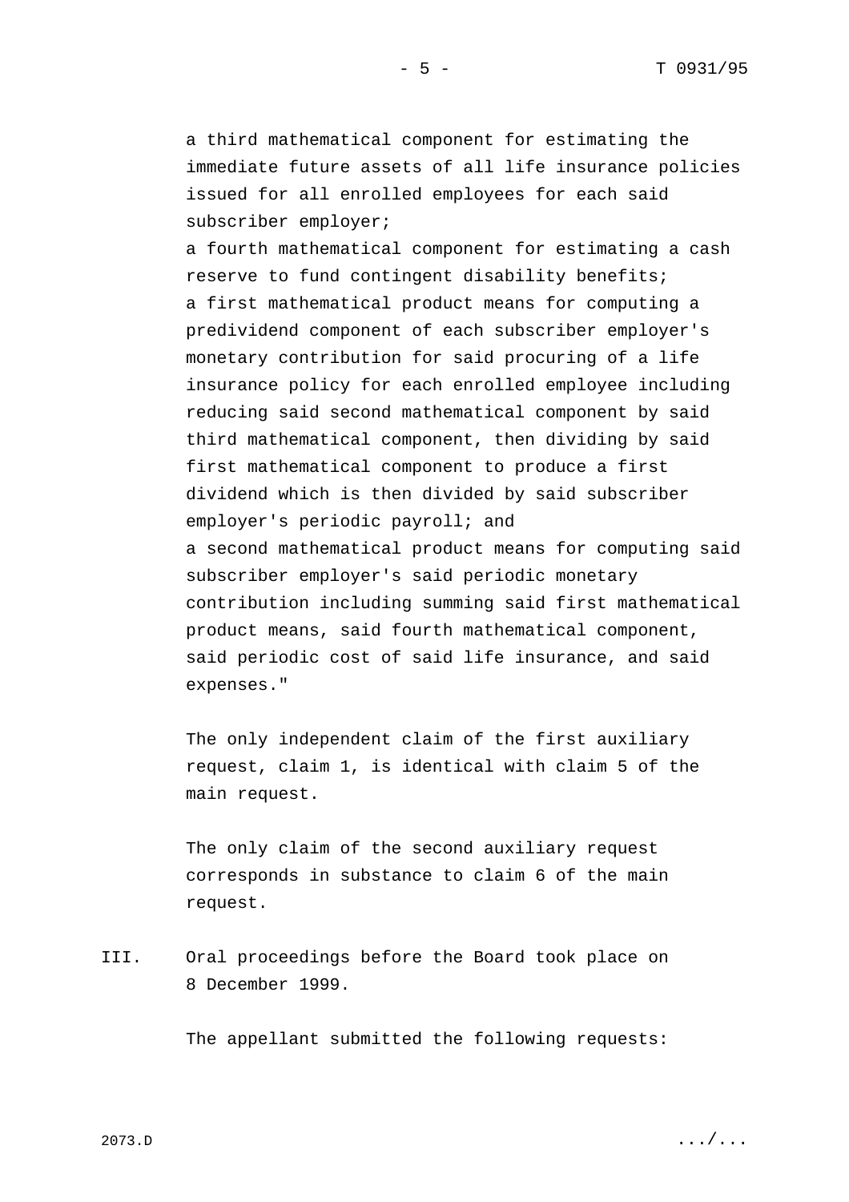a third mathematical component for estimating the immediate future assets of all life insurance policies issued for all enrolled employees for each said subscriber employer;

a fourth mathematical component for estimating a cash reserve to fund contingent disability benefits;

a first mathematical product means for computing a predividend component of each subscriber employer's monetary contribution for said procuring of a life insurance policy for each enrolled employee including reducing said second mathematical component by said third mathematical component, then dividing by said first mathematical component to produce a first dividend which is then divided by said subscriber employer's periodic payroll; and

a second mathematical product means for computing said subscriber employer's said periodic monetary contribution including summing said first mathematical product means, said fourth mathematical component, said periodic cost of said life insurance, and said expenses."

The only independent claim of the first auxiliary request, claim 1, is identical with claim 5 of the main request.

The only claim of the second auxiliary request corresponds in substance to claim 6 of the main request.

III. Oral proceedings before the Board took place on 8 December 1999.

The appellant submitted the following requests: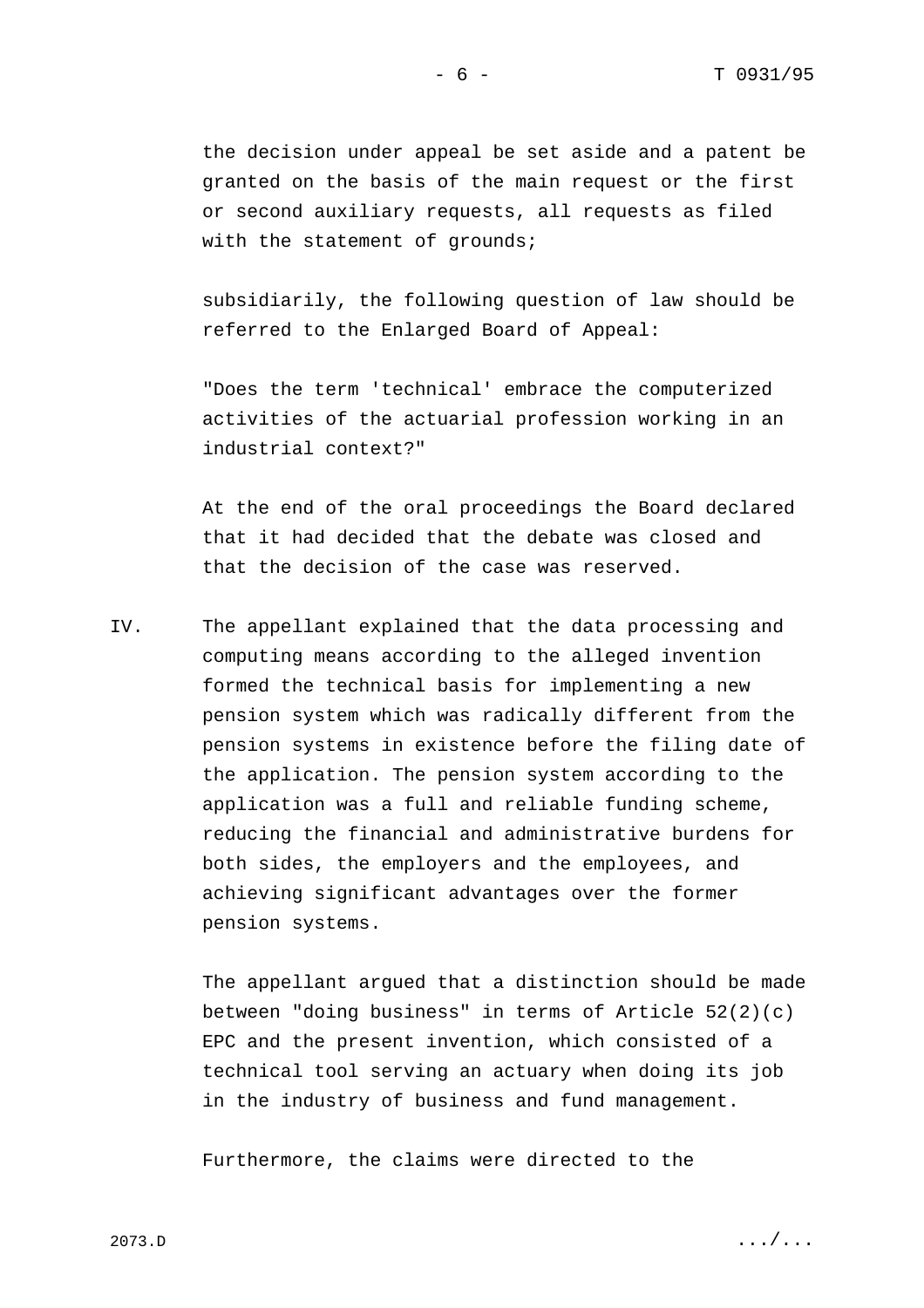the decision under appeal be set aside and a patent be granted on the basis of the main request or the first or second auxiliary requests, all requests as filed with the statement of grounds;

subsidiarily, the following question of law should be referred to the Enlarged Board of Appeal:

"Does the term 'technical' embrace the computerized activities of the actuarial profession working in an industrial context?"

At the end of the oral proceedings the Board declared that it had decided that the debate was closed and that the decision of the case was reserved.

IV. The appellant explained that the data processing and computing means according to the alleged invention formed the technical basis for implementing a new pension system which was radically different from the pension systems in existence before the filing date of the application. The pension system according to the application was a full and reliable funding scheme, reducing the financial and administrative burdens for both sides, the employers and the employees, and achieving significant advantages over the former pension systems.

The appellant argued that a distinction should be made between "doing business" in terms of Article 52(2)(c) EPC and the present invention, which consisted of a technical tool serving an actuary when doing its job in the industry of business and fund management.

Furthermore, the claims were directed to the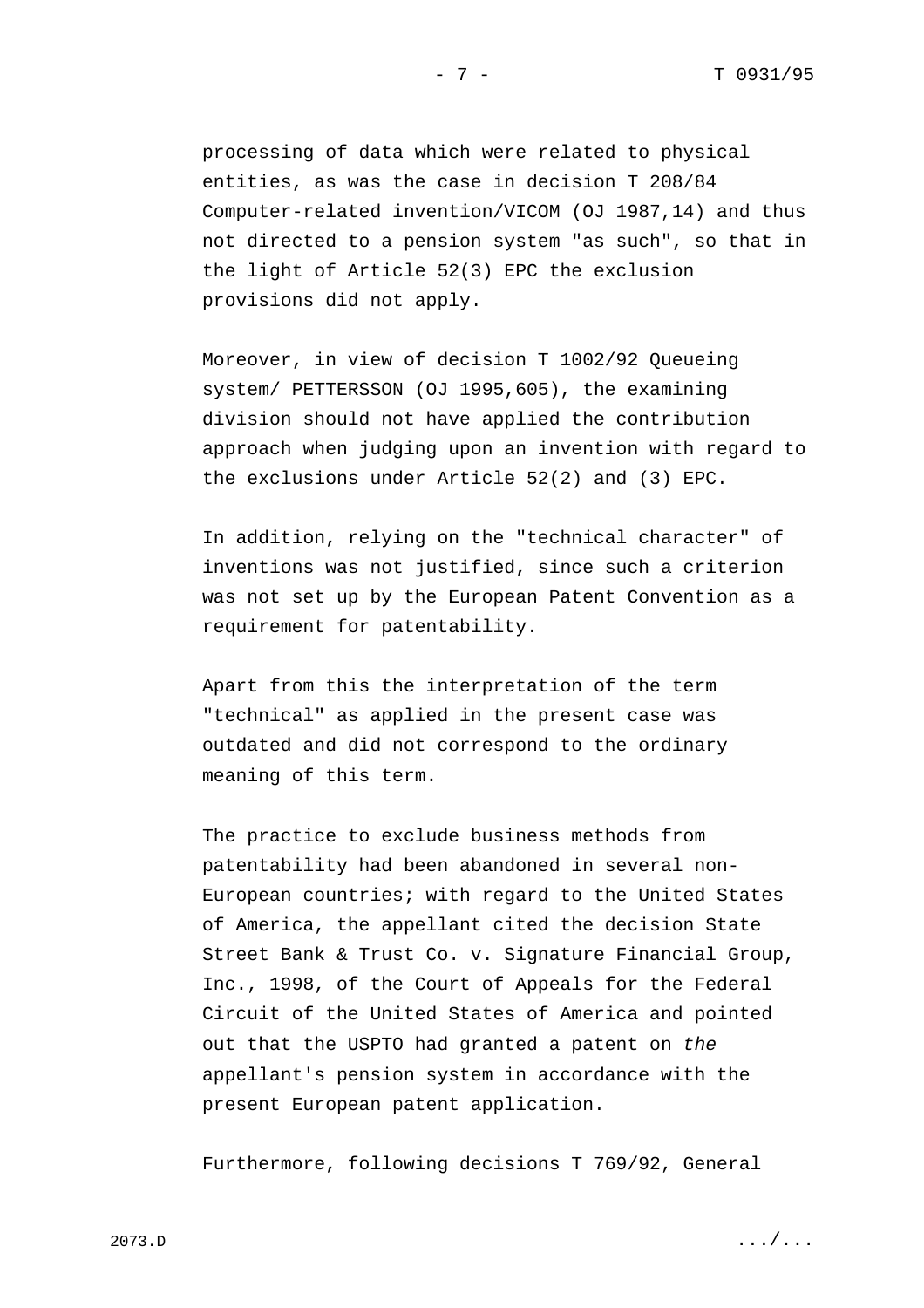processing of data which were related to physical entities, as was the case in decision T 208/84 Computer-related invention/VICOM (OJ 1987,14) and thus not directed to a pension system "as such", so that in the light of Article 52(3) EPC the exclusion provisions did not apply.

Moreover, in view of decision T 1002/92 Queueing system/ PETTERSSON (OJ 1995,605), the examining division should not have applied the contribution approach when judging upon an invention with regard to the exclusions under Article 52(2) and (3) EPC.

In addition, relying on the "technical character" of inventions was not justified, since such a criterion was not set up by the European Patent Convention as a requirement for patentability.

Apart from this the interpretation of the term "technical" as applied in the present case was outdated and did not correspond to the ordinary meaning of this term.

The practice to exclude business methods from patentability had been abandoned in several non-European countries; with regard to the United States of America, the appellant cited the decision State Street Bank & Trust Co. v. Signature Financial Group, Inc., 1998, of the Court of Appeals for the Federal Circuit of the United States of America and pointed out that the USPTO had granted a patent on *the* appellant's pension system in accordance with the present European patent application.

Furthermore, following decisions T 769/92, General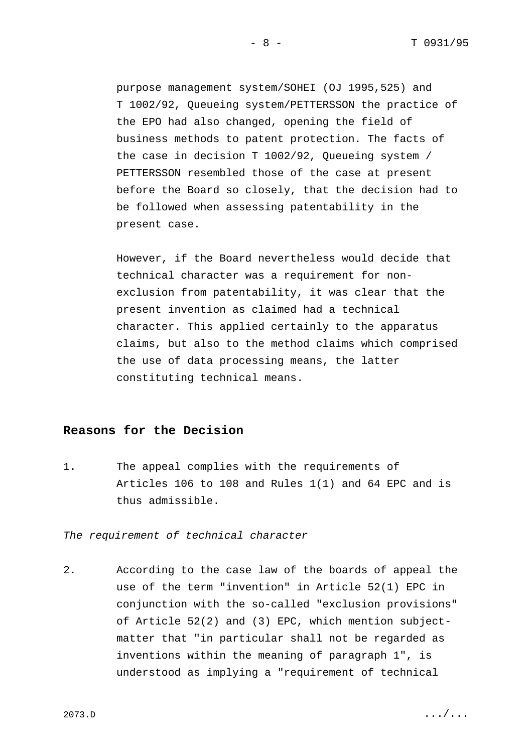purpose management system/SOHEI (OJ 1995,525) and T 1002/92, Queueing system/PETTERSSON the practice of the EPO had also changed, opening the field of business methods to patent protection. The facts of the case in decision T 1002/92, Queueing system / PETTERSSON resembled those of the case at present before the Board so closely, that the decision had to be followed when assessing patentability in the present case.

However, if the Board nevertheless would decide that technical character was a requirement for non-exclusion from patentability, it was clear that the present invention as claimed had a technical character. This applied certainly to the apparatus claims, but also to the method claims which comprised the use of data processing means, the latter constituting technical means.

## Reasons for the Decision

1. The appeal complies with the requirements of Articles 106 to 108 and Rules 1(1) and 64 EPC and is thus admissible.

*The requirement of technical character*

2. According to the case law of the boards of appeal the use of the term "invention" in Article 52(1) EPC in conjunction with the so-called "exclusion provisions" of Article 52(2) and (3) EPC, which mention subject-matter that "in particular shall not be regarded as inventions within the meaning of paragraph 1", is understood as implying a "requirement of technical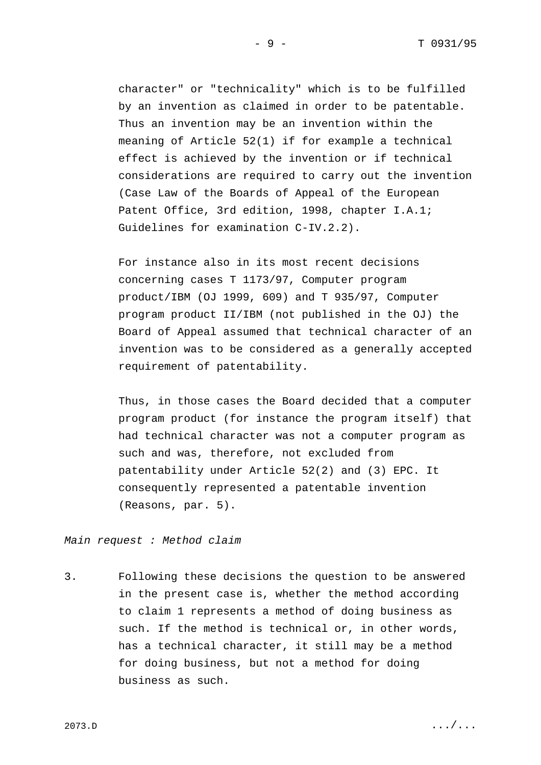character" or "technicality" which is to be fulfilled by an invention as claimed in order to be patentable. Thus an invention may be an invention within the meaning of Article 52(1) if for example a technical effect is achieved by the invention or if technical considerations are required to carry out the invention (Case Law of the Boards of Appeal of the European Patent Office, 3rd edition, 1998, chapter I.A.1; Guidelines for examination C-IV.2.2).

For instance also in its most recent decisions concerning cases T 1173/97, Computer program product/IBM (OJ 1999, 609) and T 935/97, Computer program product II/IBM (not published in the OJ) the Board of Appeal assumed that technical character of an invention was to be considered as a generally accepted requirement of patentability.

Thus, in those cases the Board decided that a computer program product (for instance the program itself) that had technical character was not a computer program as such and was, therefore, not excluded from patentability under Article 52(2) and (3) EPC. It consequently represented a patentable invention (Reasons, par. 5).

*Main request : Method claim*

3. Following these decisions the question to be answered in the present case is, whether the method according to claim 1 represents a method of doing business as such. If the method is technical or, in other words, has a technical character, it still may be a method for doing business, but not a method for doing business as such.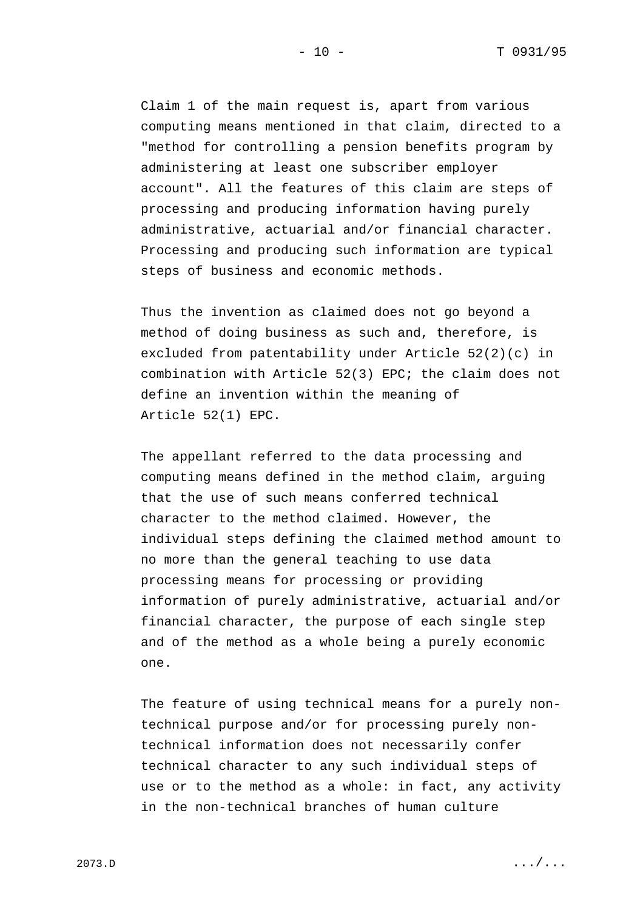Claim 1 of the main request is, apart from various computing means mentioned in that claim, directed to a "method for controlling a pension benefits program by administering at least one subscriber employer account". All the features of this claim are steps of processing and producing information having purely administrative, actuarial and/or financial character. Processing and producing such information are typical steps of business and economic methods.

Thus the invention as claimed does not go beyond a method of doing business as such and, therefore, is excluded from patentability under Article 52(2)(c) in combination with Article 52(3) EPC; the claim does not define an invention within the meaning of Article 52(1) EPC.

The appellant referred to the data processing and computing means defined in the method claim, arguing that the use of such means conferred technical character to the method claimed. However, the individual steps defining the claimed method amount to no more than the general teaching to use data processing means for processing or providing information of purely administrative, actuarial and/or financial character, the purpose of each single step and of the method as a whole being a purely economic one.

The feature of using technical means for a purely non-technical purpose and/or for processing purely non-technical information does not necessarily confer technical character to any such individual steps of use or to the method as a whole: in fact, any activity in the non-technical branches of human culture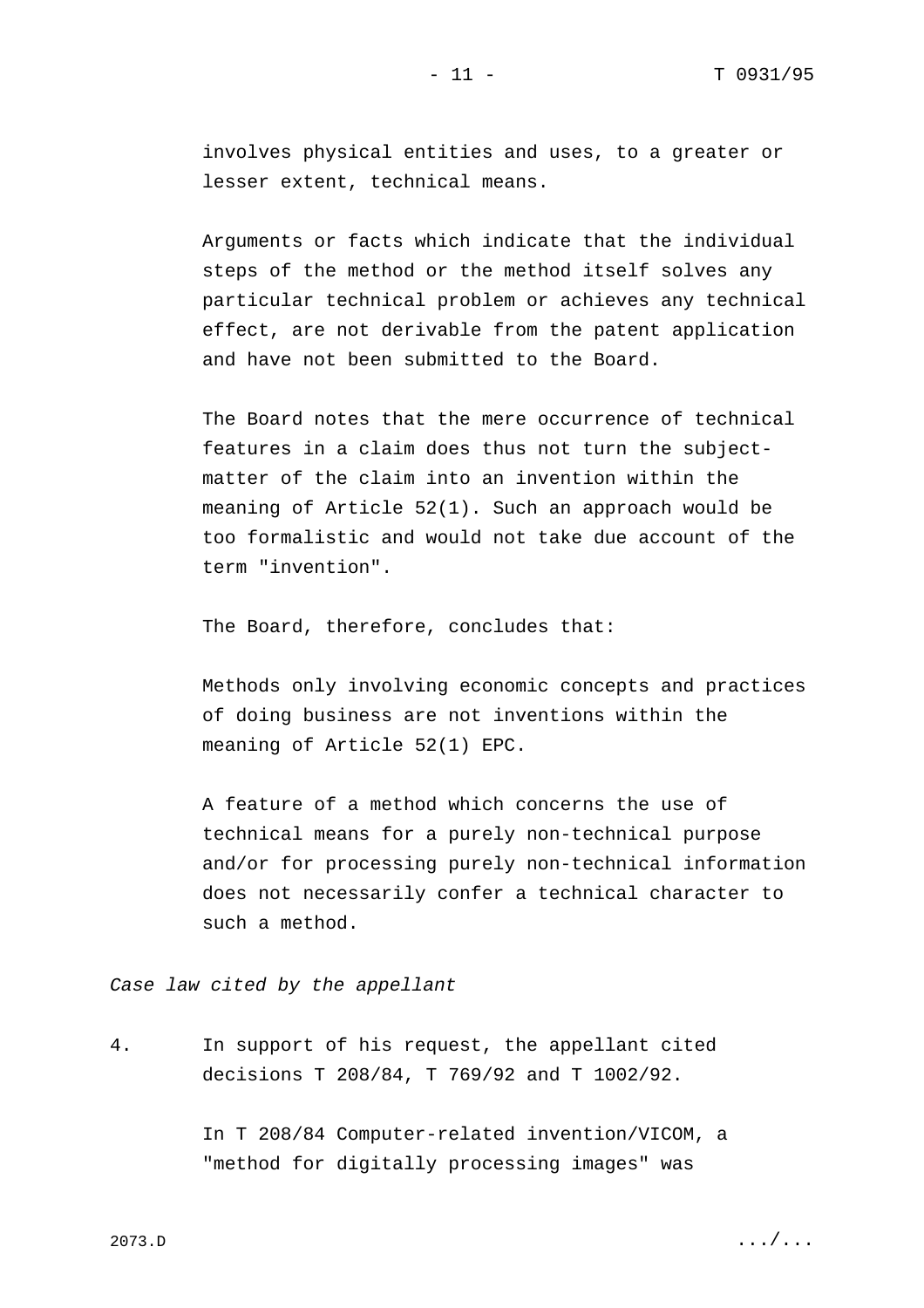involves physical entities and uses, to a greater or lesser extent, technical means.

Arguments or facts which indicate that the individual steps of the method or the method itself solves any particular technical problem or achieves any technical effect, are not derivable from the patent application and have not been submitted to the Board.

The Board notes that the mere occurrence of technical features in a claim does thus not turn the subject-matter of the claim into an invention within the meaning of Article 52(1). Such an approach would be too formalistic and would not take due account of the term "invention".

The Board, therefore, concludes that:

Methods only involving economic concepts and practices of doing business are not inventions within the meaning of Article 52(1) EPC.

A feature of a method which concerns the use of technical means for a purely non-technical purpose and/or for processing purely non-technical information does not necessarily confer a technical character to such a method.

*Case law cited by the appellant*

4. In support of his request, the appellant cited decisions T 208/84, T 769/92 and T 1002/92.

In T 208/84 Computer-related invention/VICOM, a "method for digitally processing images" was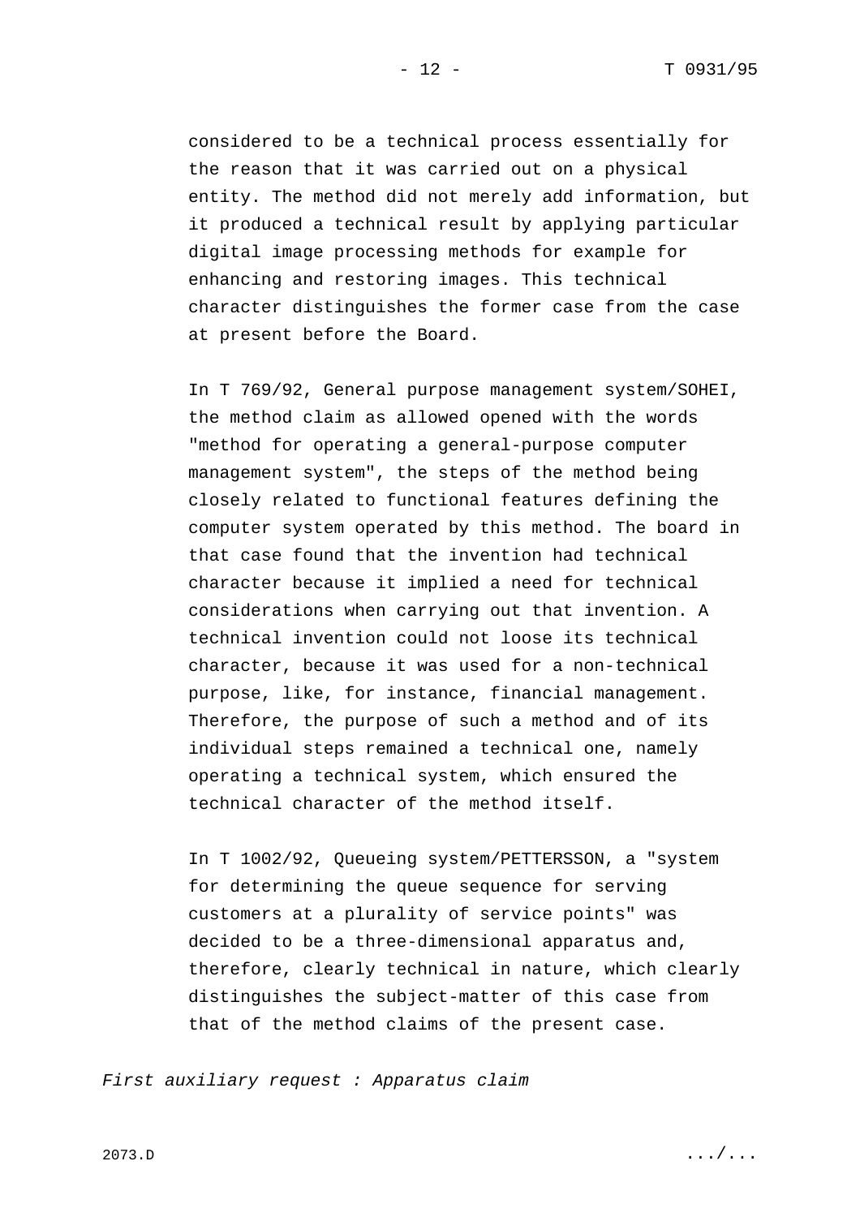considered to be a technical process essentially for the reason that it was carried out on a physical entity. The method did not merely add information, but it produced a technical result by applying particular digital image processing methods for example for enhancing and restoring images. This technical character distinguishes the former case from the case at present before the Board.

In T 769/92, General purpose management system/SOHEI, the method claim as allowed opened with the words "method for operating a general-purpose computer management system", the steps of the method being closely related to functional features defining the computer system operated by this method. The board in that case found that the invention had technical character because it implied a need for technical considerations when carrying out that invention. A technical invention could not loose its technical character, because it was used for a non-technical purpose, like, for instance, financial management. Therefore, the purpose of such a method and of its individual steps remained a technical one, namely operating a technical system, which ensured the technical character of the method itself.

In T 1002/92, Queueing system/PETTERSSON, a "system for determining the queue sequence for serving customers at a plurality of service points" was decided to be a three-dimensional apparatus and, therefore, clearly technical in nature, which clearly distinguishes the subject-matter of this case from that of the method claims of the present case.

*First auxiliary request : Apparatus claim*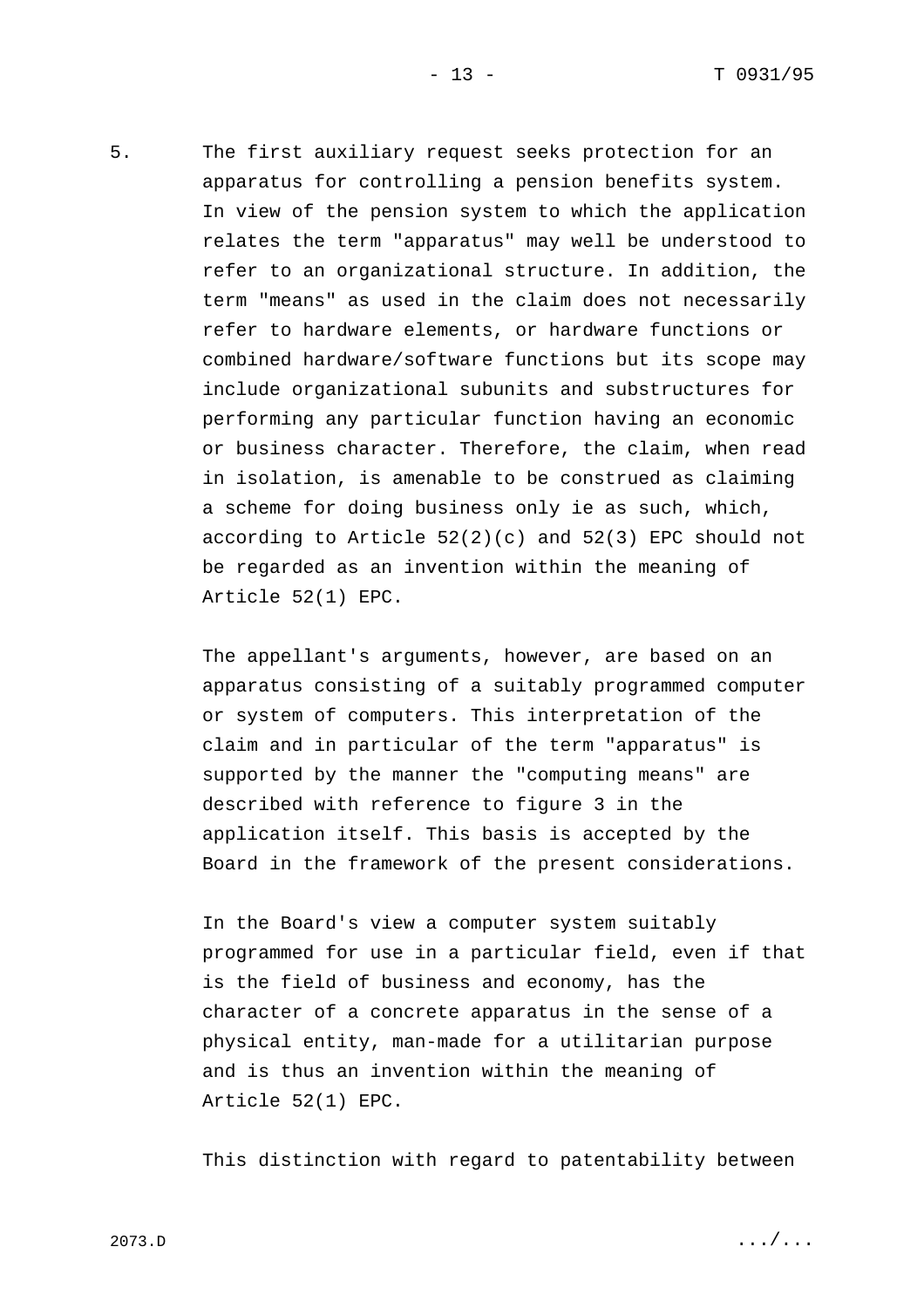5. The first auxiliary request seeks protection for an apparatus for controlling a pension benefits system. In view of the pension system to which the application relates the term "apparatus" may well be understood to refer to an organizational structure. In addition, the term "means" as used in the claim does not necessarily refer to hardware elements, or hardware functions or combined hardware/software functions but its scope may include organizational subunits and substructures for performing any particular function having an economic or business character. Therefore, the claim, when read in isolation, is amenable to be construed as claiming a scheme for doing business only ie as such, which, according to Article 52(2)(c) and 52(3) EPC should not be regarded as an invention within the meaning of Article 52(1) EPC.

The appellant's arguments, however, are based on an apparatus consisting of a suitably programmed computer or system of computers. This interpretation of the claim and in particular of the term "apparatus" is supported by the manner the "computing means" are described with reference to figure 3 in the application itself. This basis is accepted by the Board in the framework of the present considerations.

In the Board's view a computer system suitably programmed for use in a particular field, even if that is the field of business and economy, has the character of a concrete apparatus in the sense of a physical entity, man-made for a utilitarian purpose and is thus an invention within the meaning of Article 52(1) EPC.

This distinction with regard to patentability between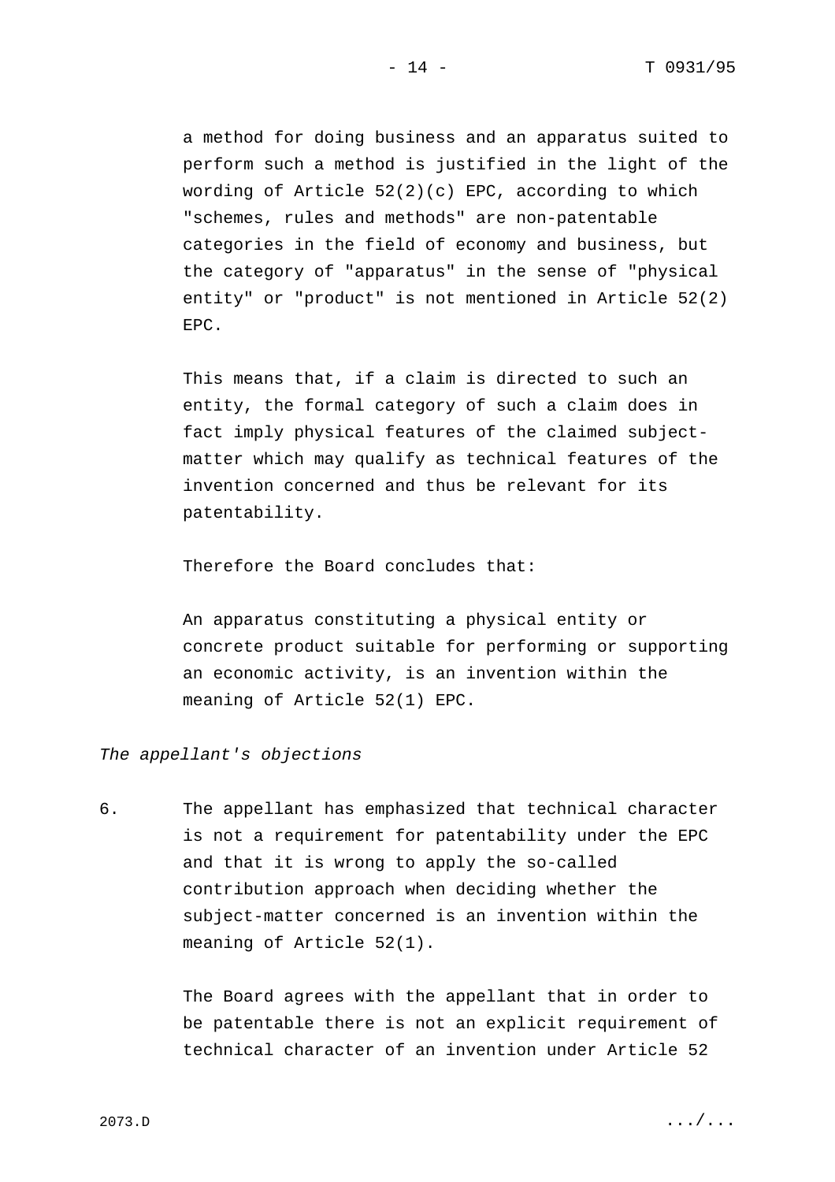a method for doing business and an apparatus suited to perform such a method is justified in the light of the wording of Article 52(2)(c) EPC, according to which "schemes, rules and methods" are non-patentable categories in the field of economy and business, but the category of "apparatus" in the sense of "physical entity" or "product" is not mentioned in Article 52(2) EPC.

This means that, if a claim is directed to such an entity, the formal category of such a claim does in fact imply physical features of the claimed subject-matter which may qualify as technical features of the invention concerned and thus be relevant for its patentability.

Therefore the Board concludes that:

An apparatus constituting a physical entity or concrete product suitable for performing or supporting an economic activity, is an invention within the meaning of Article 52(1) EPC.

*The appellant's objections*

6. The appellant has emphasized that technical character is not a requirement for patentability under the EPC and that it is wrong to apply the so-called contribution approach when deciding whether the subject-matter concerned is an invention within the meaning of Article 52(1).

The Board agrees with the appellant that in order to be patentable there is not an explicit requirement of technical character of an invention under Article 52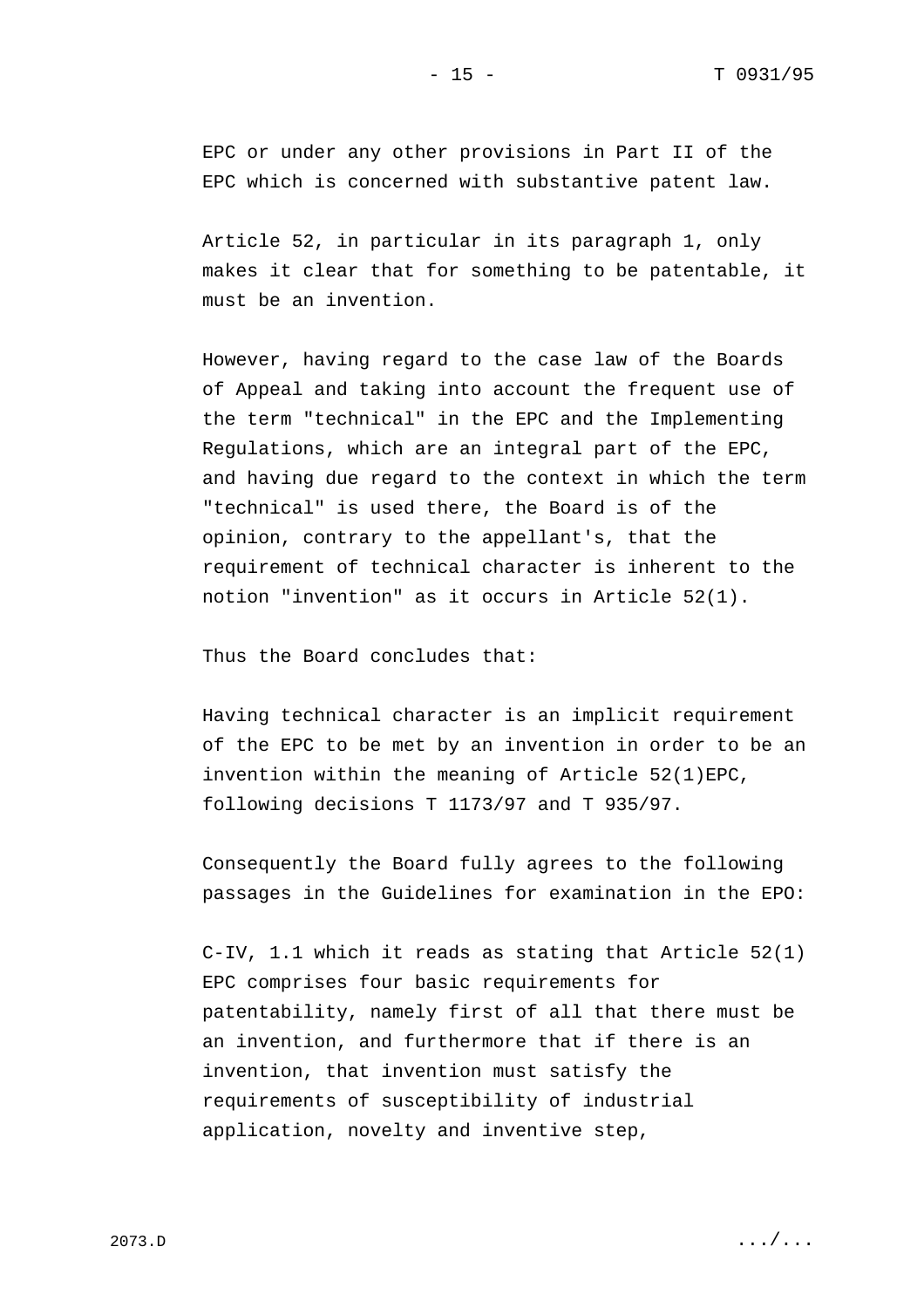EPC or under any other provisions in Part II of the EPC which is concerned with substantive patent law.

Article 52, in particular in its paragraph 1, only makes it clear that for something to be patentable, it must be an invention.

However, having regard to the case law of the Boards of Appeal and taking into account the frequent use of the term "technical" in the EPC and the Implementing Regulations, which are an integral part of the EPC, and having due regard to the context in which the term "technical" is used there, the Board is of the opinion, contrary to the appellant's, that the requirement of technical character is inherent to the notion "invention" as it occurs in Article 52(1).

Thus the Board concludes that:

Having technical character is an implicit requirement of the EPC to be met by an invention in order to be an invention within the meaning of Article 52(1)EPC, following decisions T 1173/97 and T 935/97.

Consequently the Board fully agrees to the following passages in the Guidelines for examination in the EPO:

C-IV, 1.1 which it reads as stating that Article 52(1) EPC comprises four basic requirements for patentability, namely first of all that there must be an invention, and furthermore that if there is an invention, that invention must satisfy the requirements of susceptibility of industrial application, novelty and inventive step,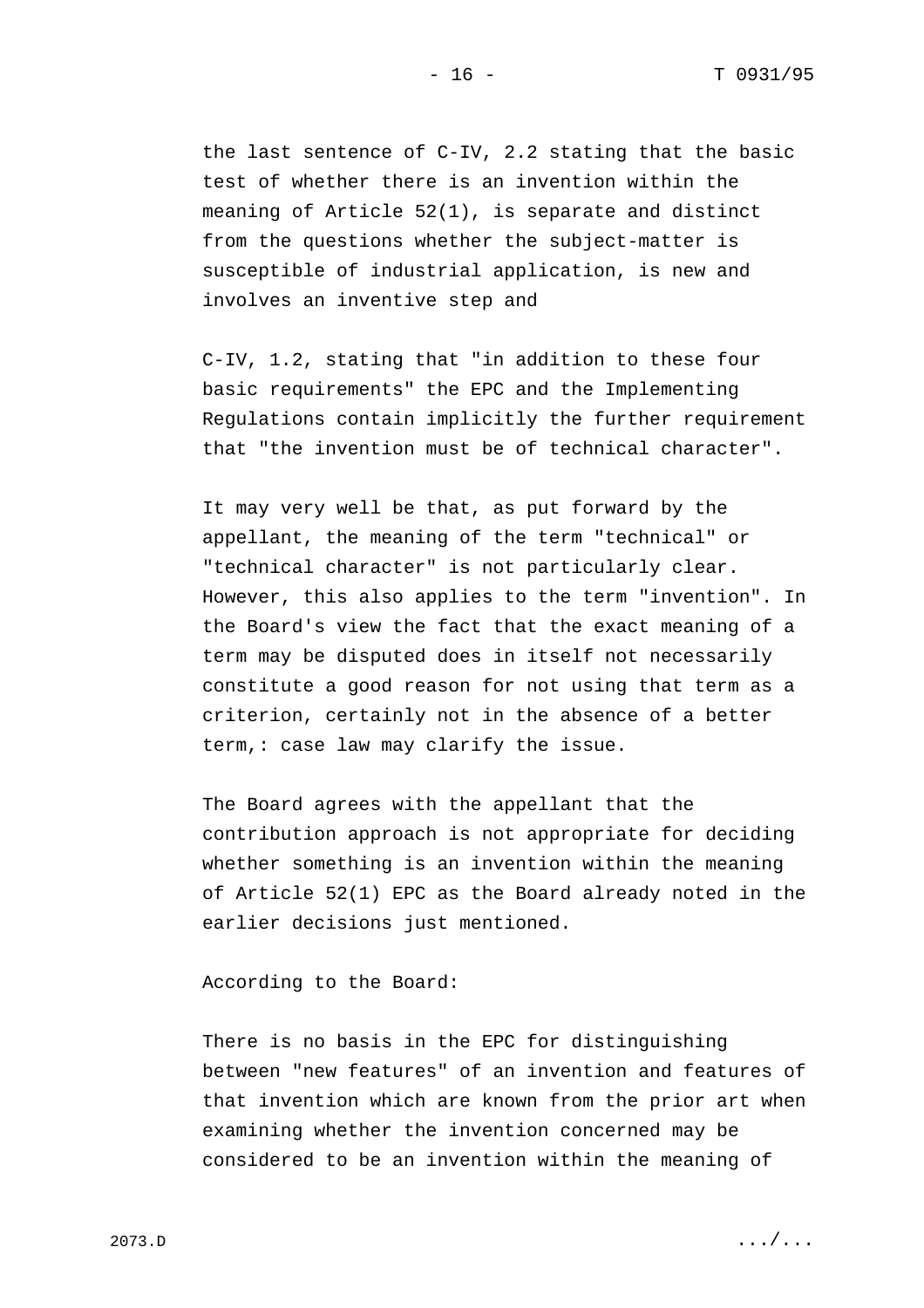the last sentence of C-IV, 2.2 stating that the basic test of whether there is an invention within the meaning of Article 52(1), is separate and distinct from the questions whether the subject-matter is susceptible of industrial application, is new and involves an inventive step and

C-IV, 1.2, stating that "in addition to these four basic requirements" the EPC and the Implementing Regulations contain implicitly the further requirement that "the invention must be of technical character".

It may very well be that, as put forward by the appellant, the meaning of the term "technical" or "technical character" is not particularly clear. However, this also applies to the term "invention". In the Board's view the fact that the exact meaning of a term may be disputed does in itself not necessarily constitute a good reason for not using that term as a criterion, certainly not in the absence of a better term,: case law may clarify the issue.

The Board agrees with the appellant that the contribution approach is not appropriate for deciding whether something is an invention within the meaning of Article 52(1) EPC as the Board already noted in the earlier decisions just mentioned.

According to the Board:

There is no basis in the EPC for distinguishing between "new features" of an invention and features of that invention which are known from the prior art when examining whether the invention concerned may be considered to be an invention within the meaning of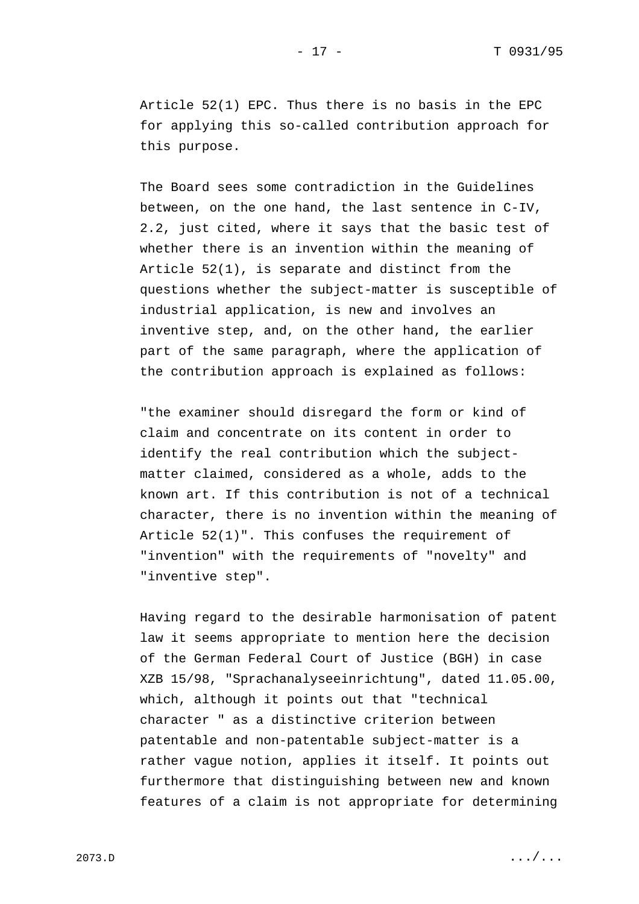Article 52(1) EPC. Thus there is no basis in the EPC for applying this so-called contribution approach for this purpose.

The Board sees some contradiction in the Guidelines between, on the one hand, the last sentence in C-IV, 2.2, just cited, where it says that the basic test of whether there is an invention within the meaning of Article 52(1), is separate and distinct from the questions whether the subject-matter is susceptible of industrial application, is new and involves an inventive step, and, on the other hand, the earlier part of the same paragraph, where the application of the contribution approach is explained as follows:

"the examiner should disregard the form or kind of claim and concentrate on its content in order to identify the real contribution which the subject-matter claimed, considered as a whole, adds to the known art. If this contribution is not of a technical character, there is no invention within the meaning of Article 52(1)". This confuses the requirement of "invention" with the requirements of "novelty" and "inventive step".

Having regard to the desirable harmonisation of patent law it seems appropriate to mention here the decision of the German Federal Court of Justice (BGH) in case XZB 15/98, "Sprachanalyseeinrichtung", dated 11.05.00, which, although it points out that "technical character " as a distinctive criterion between patentable and non-patentable subject-matter is a rather vague notion, applies it itself. It points out furthermore that distinguishing between new and known features of a claim is not appropriate for determining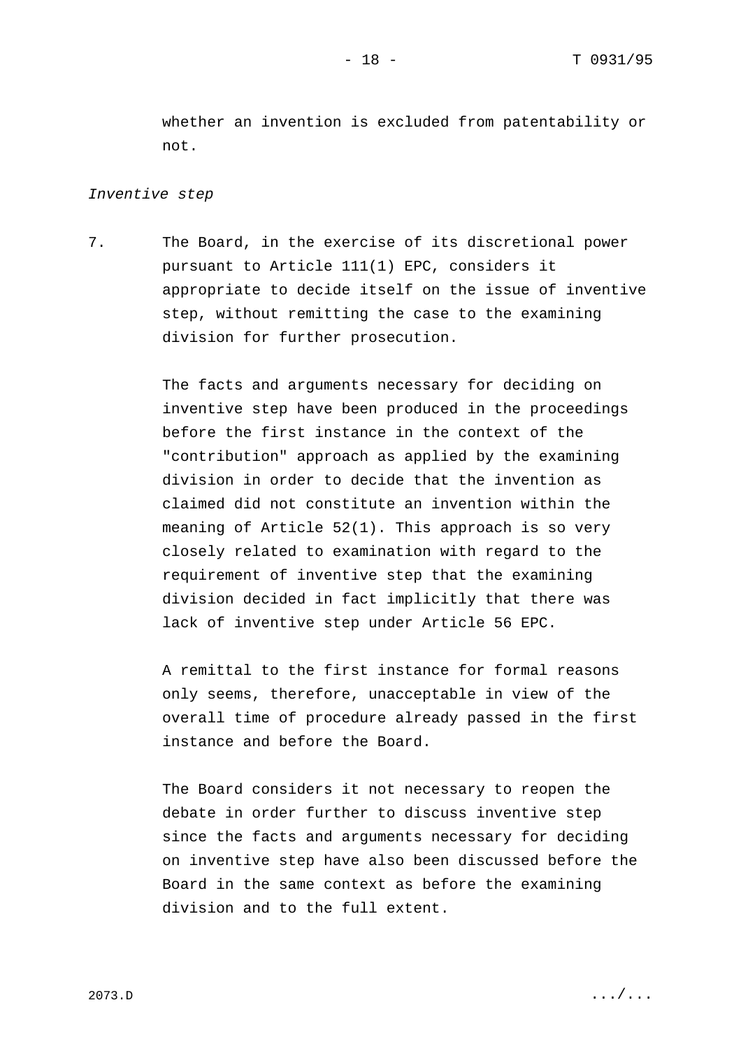whether an invention is excluded from patentability or not.

*Inventive step*

7. The Board, in the exercise of its discretional power pursuant to Article 111(1) EPC, considers it appropriate to decide itself on the issue of inventive step, without remitting the case to the examining division for further prosecution.

The facts and arguments necessary for deciding on inventive step have been produced in the proceedings before the first instance in the context of the "contribution" approach as applied by the examining division in order to decide that the invention as claimed did not constitute an invention within the meaning of Article 52(1). This approach is so very closely related to examination with regard to the requirement of inventive step that the examining division decided in fact implicitly that there was lack of inventive step under Article 56 EPC.

A remittal to the first instance for formal reasons only seems, therefore, unacceptable in view of the overall time of procedure already passed in the first instance and before the Board.

The Board considers it not necessary to reopen the debate in order further to discuss inventive step since the facts and arguments necessary for deciding on inventive step have also been discussed before the Board in the same context as before the examining division and to the full extent.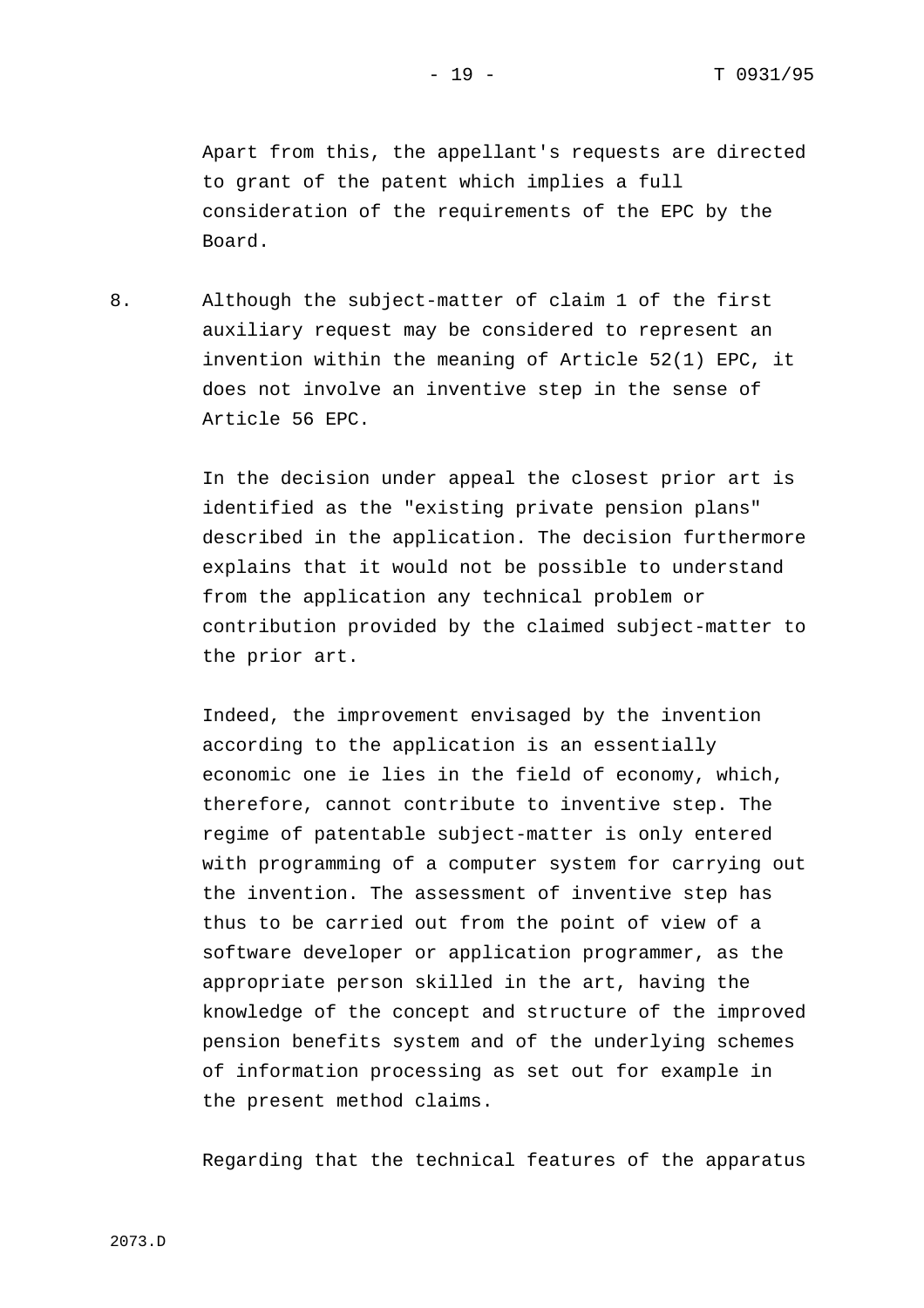Apart from this, the appellant's requests are directed to grant of the patent which implies a full consideration of the requirements of the EPC by the Board.

8. Although the subject-matter of claim 1 of the first auxiliary request may be considered to represent an invention within the meaning of Article 52(1) EPC, it does not involve an inventive step in the sense of Article 56 EPC.

In the decision under appeal the closest prior art is identified as the "existing private pension plans" described in the application. The decision furthermore explains that it would not be possible to understand from the application any technical problem or contribution provided by the claimed subject-matter to the prior art.

Indeed, the improvement envisaged by the invention according to the application is an essentially economic one ie lies in the field of economy, which, therefore, cannot contribute to inventive step. The regime of patentable subject-matter is only entered with programming of a computer system for carrying out the invention. The assessment of inventive step has thus to be carried out from the point of view of a software developer or application programmer, as the appropriate person skilled in the art, having the knowledge of the concept and structure of the improved pension benefits system and of the underlying schemes of information processing as set out for example in the present method claims.

Regarding that the technical features of the apparatus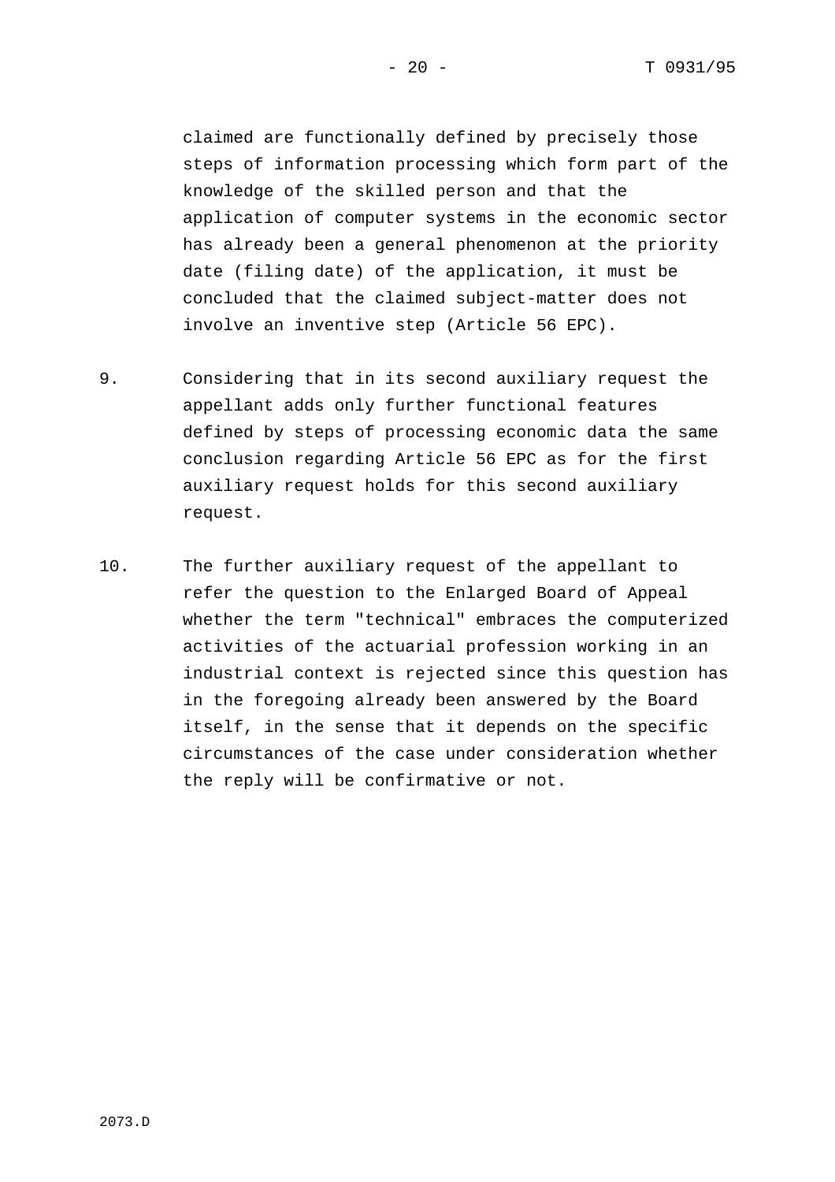claimed are functionally defined by precisely those steps of information processing which form part of the knowledge of the skilled person and that the application of computer systems in the economic sector has already been a general phenomenon at the priority date (filing date) of the application, it must be concluded that the claimed subject-matter does not involve an inventive step (Article 56 EPC).

9. Considering that in its second auxiliary request the appellant adds only further functional features defined by steps of processing economic data the same conclusion regarding Article 56 EPC as for the first auxiliary request holds for this second auxiliary request.

10. The further auxiliary request of the appellant to refer the question to the Enlarged Board of Appeal whether the term "technical" embraces the computerized activities of the actuarial profession working in an industrial context is rejected since this question has in the foregoing already been answered by the Board itself, in the sense that it depends on the specific circumstances of the case under consideration whether the reply will be confirmative or not.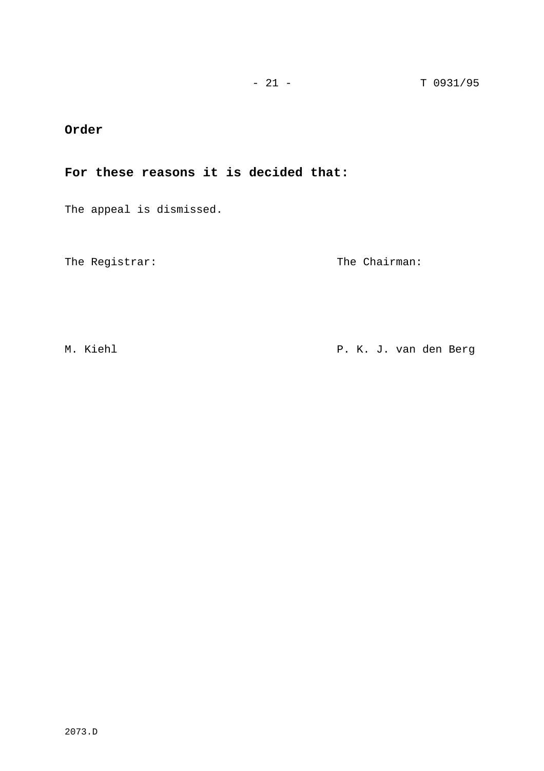## Order

### For these reasons it is decided that:

The appeal is dismissed.

The Registrar: The Chairman:

M. Kiehl P. K. J. van den Berg

2073.D